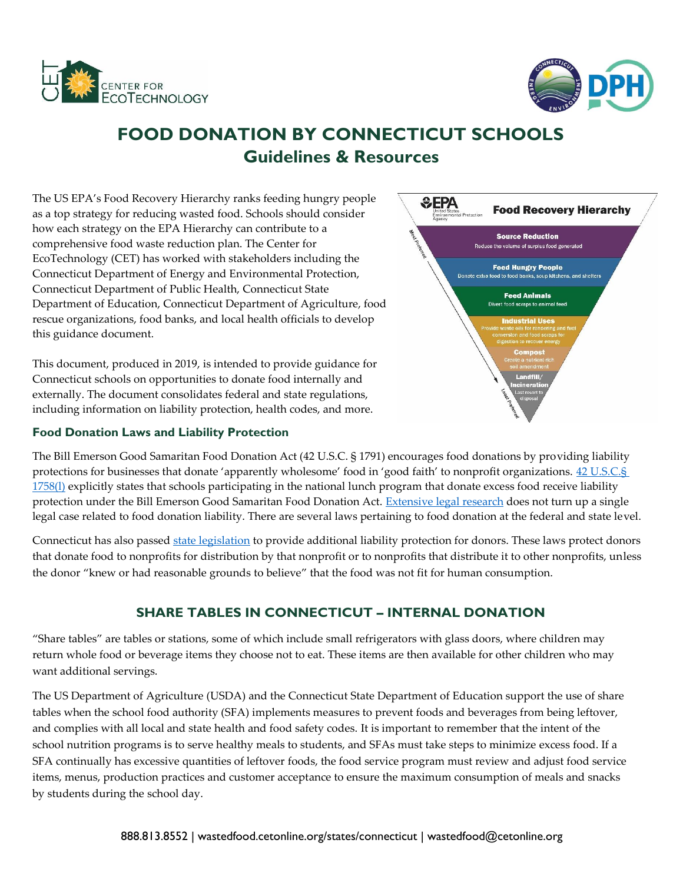# FOOD DONATION BY CONNECTICUT SCHOOLS

## Guidelines & Resources

The US EPA's Food Recovery Hierarchy ranks feeding hungry people as a top strategy for reducing wasted food. Schools should consider how each strategy on the EPA Hierarchy can contribute to a comprehensive food waste reduction plan. The Center for EcoTechnology (CET) has worked with stakeholders including the Connecticut Department of Energy and Environmental Protection, Connecticut Department of Public Health, Connecticut State Department of Education, Connecticut Department of Agriculture, food rescue organizations, food banks, and local health officials to develop this guidance document.

This document, produced in 2019, is intended to provide guidance for Connecticut schools on opportunities to donate food internally and externally. The document consolidates federal and state regulations, including information on liability protection, health codes, and more.

**EPA Food Recovery Hierarchy** (Most Preferred to Least Preferred)

- **Source Reduction** – Reduce the volume of surplus food generated
- **Feed Hungry People** – Donate extra food to food banks, soup kitchens, and shelters
- **Feed Animals** – Divert food scraps to animal feed
- **Industrial Uses** – Provide waste oils for rendering and fuel conversion and food scraps for digestion to recover energy
- **Compost** – Create a nutrient-rich soil amendment
- **Landfill/Incineration** – Last resort to disposal

### Food Donation Laws and Liability Protection

The Bill Emerson Good Samaritan Food Donation Act (42 U.S.C. § 1791) encourages food donations by providing liability protections for businesses that donate 'apparently wholesome' food in 'good faith' to nonprofit organizations. 42 U.S.C.§ 1758(l) explicitly states that schools participating in the national lunch program that donate excess food receive liability protection under the Bill Emerson Good Samaritan Food Donation Act. Extensive legal research does not turn up a single legal case related to food donation liability. There are several laws pertaining to food donation at the federal and state level.

Connecticut has also passed state legislation to provide additional liability protection for donors. These laws protect donors that donate food to nonprofits for distribution by that nonprofit or to nonprofits that distribute it to other nonprofits, unless the donor "knew or had reasonable grounds to believe" that the food was not fit for human consumption.

## SHARE TABLES IN CONNECTICUT – INTERNAL DONATION

"Share tables" are tables or stations, some of which include small refrigerators with glass doors, where children may return whole food or beverage items they choose not to eat. These items are then available for other children who may want additional servings.

The US Department of Agriculture (USDA) and the Connecticut State Department of Education support the use of share tables when the school food authority (SFA) implements measures to prevent foods and beverages from being leftover, and complies with all local and state health and food safety codes. It is important to remember that the intent of the school nutrition programs is to serve healthy meals to students, and SFAs must take steps to minimize excess food. If a SFA continually has excessive quantities of leftover foods, the food service program must review and adjust food service items, menus, production practices and customer acceptance to ensure the maximum consumption of meals and snacks by students during the school day.

888.813.8552 | wastedfood.cetonline.org/states/connecticut | wastedfood@cetonline.org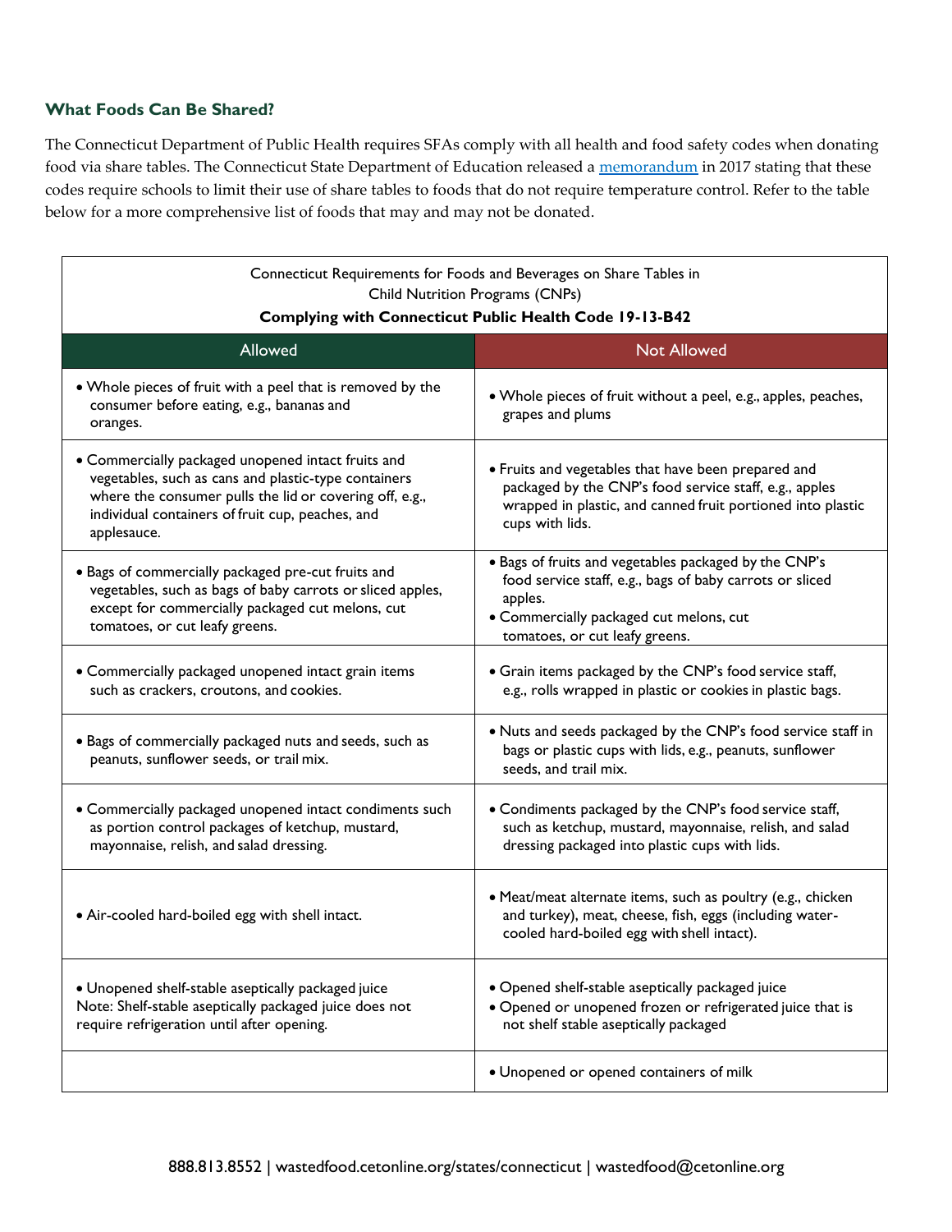### What Foods Can Be Shared?

The Connecticut Department of Public Health requires SFAs comply with all health and food safety codes when donating food via share tables. The Connecticut State Department of Education released a memorandum in 2017 stating that these codes require schools to limit their use of share tables to foods that do not require temperature control. Refer to the table below for a more comprehensive list of foods that may and may not be donated.

Connecticut Requirements for Foods and Beverages on Share Tables in Child Nutrition Programs (CNPs)

**Complying with Connecticut Public Health Code 19-13-B42**

| Allowed | Not Allowed |
|---|---|
| • Whole pieces of fruit with a peel that is removed by the consumer before eating, e.g., bananas and oranges. | • Whole pieces of fruit without a peel, e.g., apples, peaches, grapes and plums |
| • Commercially packaged unopened intact fruits and vegetables, such as cans and plastic-type containers where the consumer pulls the lid or covering off, e.g., individual containers of fruit cup, peaches, and applesauce. | • Fruits and vegetables that have been prepared and packaged by the CNP's food service staff, e.g., apples wrapped in plastic, and canned fruit portioned into plastic cups with lids. |
| • Bags of commercially packaged pre-cut fruits and vegetables, such as bags of baby carrots or sliced apples, except for commercially packaged cut melons, cut tomatoes, or cut leafy greens. | • Bags of fruits and vegetables packaged by the CNP's food service staff, e.g., bags of baby carrots or sliced apples.<br>• Commercially packaged cut melons, cut tomatoes, or cut leafy greens. |
| • Commercially packaged unopened intact grain items such as crackers, croutons, and cookies. | • Grain items packaged by the CNP's food service staff, e.g., rolls wrapped in plastic or cookies in plastic bags. |
| • Bags of commercially packaged nuts and seeds, such as peanuts, sunflower seeds, or trail mix. | • Nuts and seeds packaged by the CNP's food service staff in bags or plastic cups with lids, e.g., peanuts, sunflower seeds, and trail mix. |
| • Commercially packaged unopened intact condiments such as portion control packages of ketchup, mustard, mayonnaise, relish, and salad dressing. | • Condiments packaged by the CNP's food service staff, such as ketchup, mustard, mayonnaise, relish, and salad dressing packaged into plastic cups with lids. |
| • Air-cooled hard-boiled egg with shell intact. | • Meat/meat alternate items, such as poultry (e.g., chicken and turkey), meat, cheese, fish, eggs (including water-cooled hard-boiled egg with shell intact). |
| • Unopened shelf-stable aseptically packaged juice<br>Note: Shelf-stable aseptically packaged juice does not require refrigeration until after opening. | • Opened shelf-stable aseptically packaged juice<br>• Opened or unopened frozen or refrigerated juice that is not shelf stable aseptically packaged |
| | • Unopened or opened containers of milk |

888.813.8552 | wastedfood.cetonline.org/states/connecticut | wastedfood@cetonline.org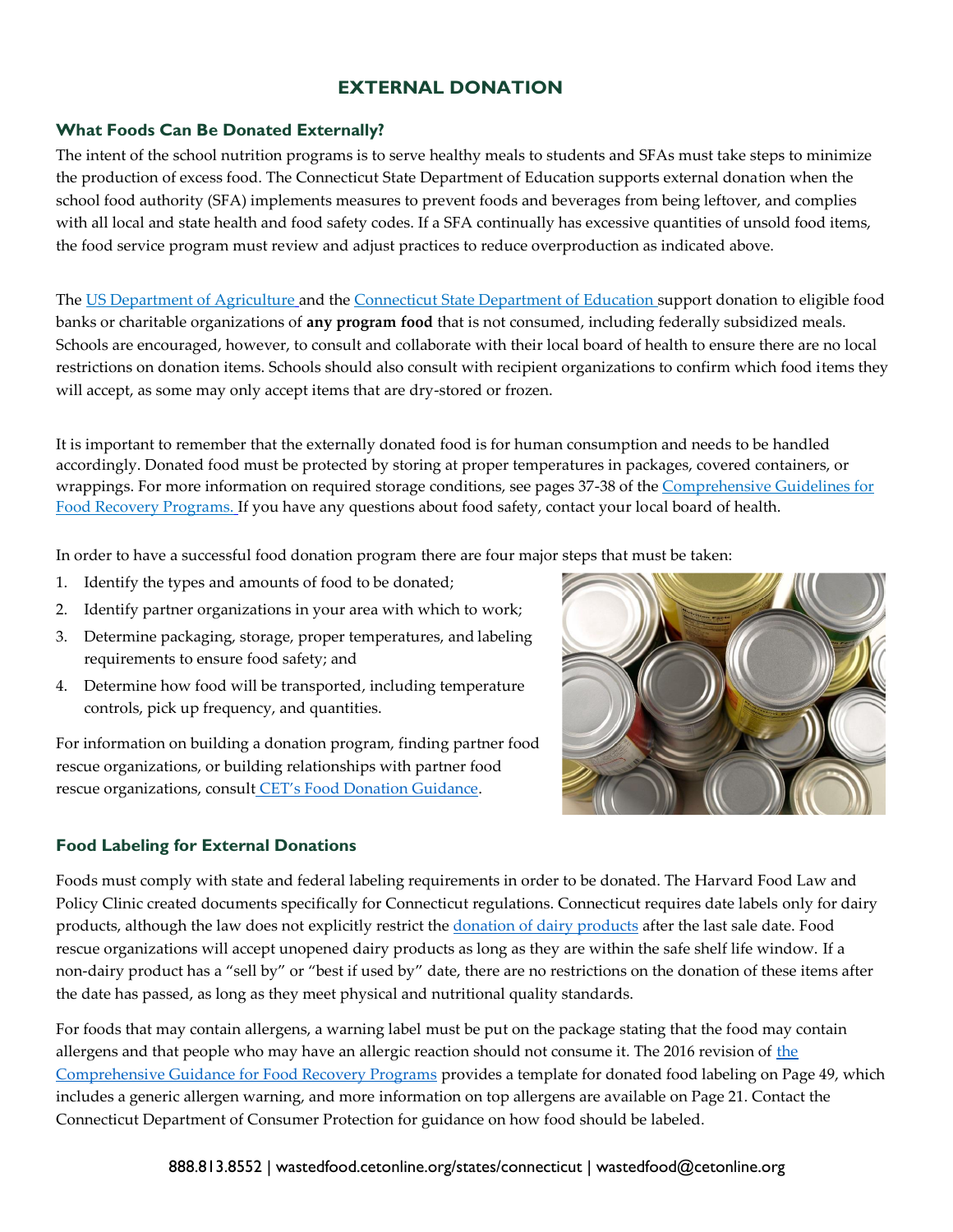# EXTERNAL DONATION

## What Foods Can Be Donated Externally?

The intent of the school nutrition programs is to serve healthy meals to students and SFAs must take steps to minimize the production of excess food. The Connecticut State Department of Education supports external donation when the school food authority (SFA) implements measures to prevent foods and beverages from being leftover, and complies with all local and state health and food safety codes. If a SFA continually has excessive quantities of unsold food items, the food service program must review and adjust practices to reduce overproduction as indicated above.

The US Department of Agriculture and the Connecticut State Department of Education support donation to eligible food banks or charitable organizations of **any program food** that is not consumed, including federally subsidized meals. Schools are encouraged, however, to consult and collaborate with their local board of health to ensure there are no local restrictions on donation items. Schools should also consult with recipient organizations to confirm which food items they will accept, as some may only accept items that are dry-stored or frozen.

It is important to remember that the externally donated food is for human consumption and needs to be handled accordingly. Donated food must be protected by storing at proper temperatures in packages, covered containers, or wrappings. For more information on required storage conditions, see pages 37-38 of the Comprehensive Guidelines for Food Recovery Programs. If you have any questions about food safety, contact your local board of health.

In order to have a successful food donation program there are four major steps that must be taken:

1. Identify the types and amounts of food to be donated;
2. Identify partner organizations in your area with which to work;
3. Determine packaging, storage, proper temperatures, and labeling requirements to ensure food safety; and
4. Determine how food will be transported, including temperature controls, pick up frequency, and quantities.

For information on building a donation program, finding partner food rescue organizations, or building relationships with partner food rescue organizations, consult CET's Food Donation Guidance.

## Food Labeling for External Donations

Foods must comply with state and federal labeling requirements in order to be donated. The Harvard Food Law and Policy Clinic created documents specifically for Connecticut regulations. Connecticut requires date labels only for dairy products, although the law does not explicitly restrict the donation of dairy products after the last sale date. Food rescue organizations will accept unopened dairy products as long as they are within the safe shelf life window. If a non-dairy product has a "sell by" or "best if used by" date, there are no restrictions on the donation of these items after the date has passed, as long as they meet physical and nutritional quality standards.

For foods that may contain allergens, a warning label must be put on the package stating that the food may contain allergens and that people who may have an allergic reaction should not consume it. The 2016 revision of the Comprehensive Guidance for Food Recovery Programs provides a template for donated food labeling on Page 49, which includes a generic allergen warning, and more information on top allergens are available on Page 21. Contact the Connecticut Department of Consumer Protection for guidance on how food should be labeled.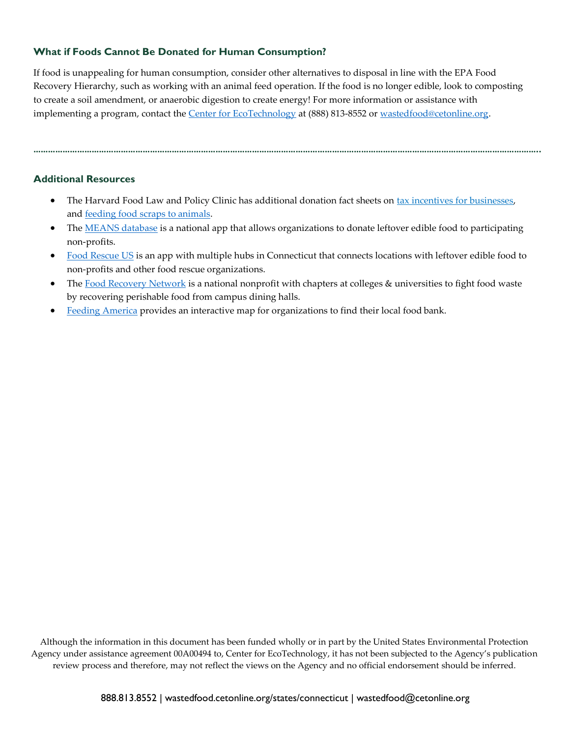### What if Foods Cannot Be Donated for Human Consumption?

If food is unappealing for human consumption, consider other alternatives to disposal in line with the EPA Food Recovery Hierarchy, such as working with an animal feed operation. If the food is no longer edible, look to composting to create a soil amendment, or anaerobic digestion to create energy! For more information or assistance with implementing a program, contact the Center for EcoTechnology at (888) 813-8552 or wastedfood@cetonline.org.

---

### Additional Resources

- The Harvard Food Law and Policy Clinic has additional donation fact sheets on tax incentives for businesses, and feeding food scraps to animals.
- The MEANS database is a national app that allows organizations to donate leftover edible food to participating non-profits.
- Food Rescue US is an app with multiple hubs in Connecticut that connects locations with leftover edible food to non-profits and other food rescue organizations.
- The Food Recovery Network is a national nonprofit with chapters at colleges & universities to fight food waste by recovering perishable food from campus dining halls.
- Feeding America provides an interactive map for organizations to find their local food bank.

Although the information in this document has been funded wholly or in part by the United States Environmental Protection Agency under assistance agreement 00A00494 to, Center for EcoTechnology, it has not been subjected to the Agency's publication review process and therefore, may not reflect the views on the Agency and no official endorsement should be inferred.

888.813.8552 | wastedfood.cetonline.org/states/connecticut | wastedfood@cetonline.org